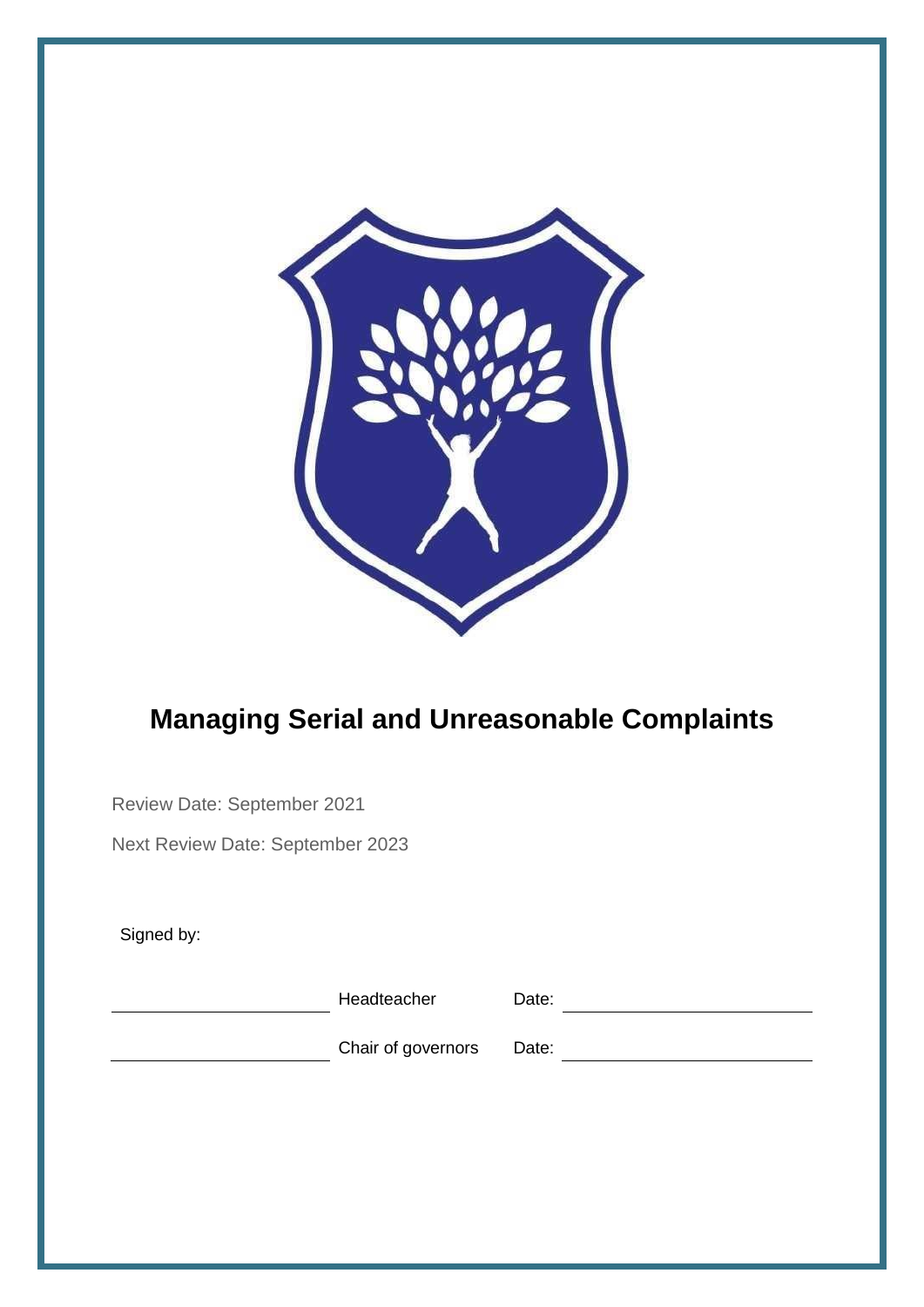# Managing Serial and Unreasonable Complaints

Review Date: September 2021

Next Review Date: September 2023

Signed by:

| | | | |
|---|---|---|---|
| ______________________ | Headteacher | Date: | ______________________ |
| ______________________ | Chair of governors | Date: | ______________________ |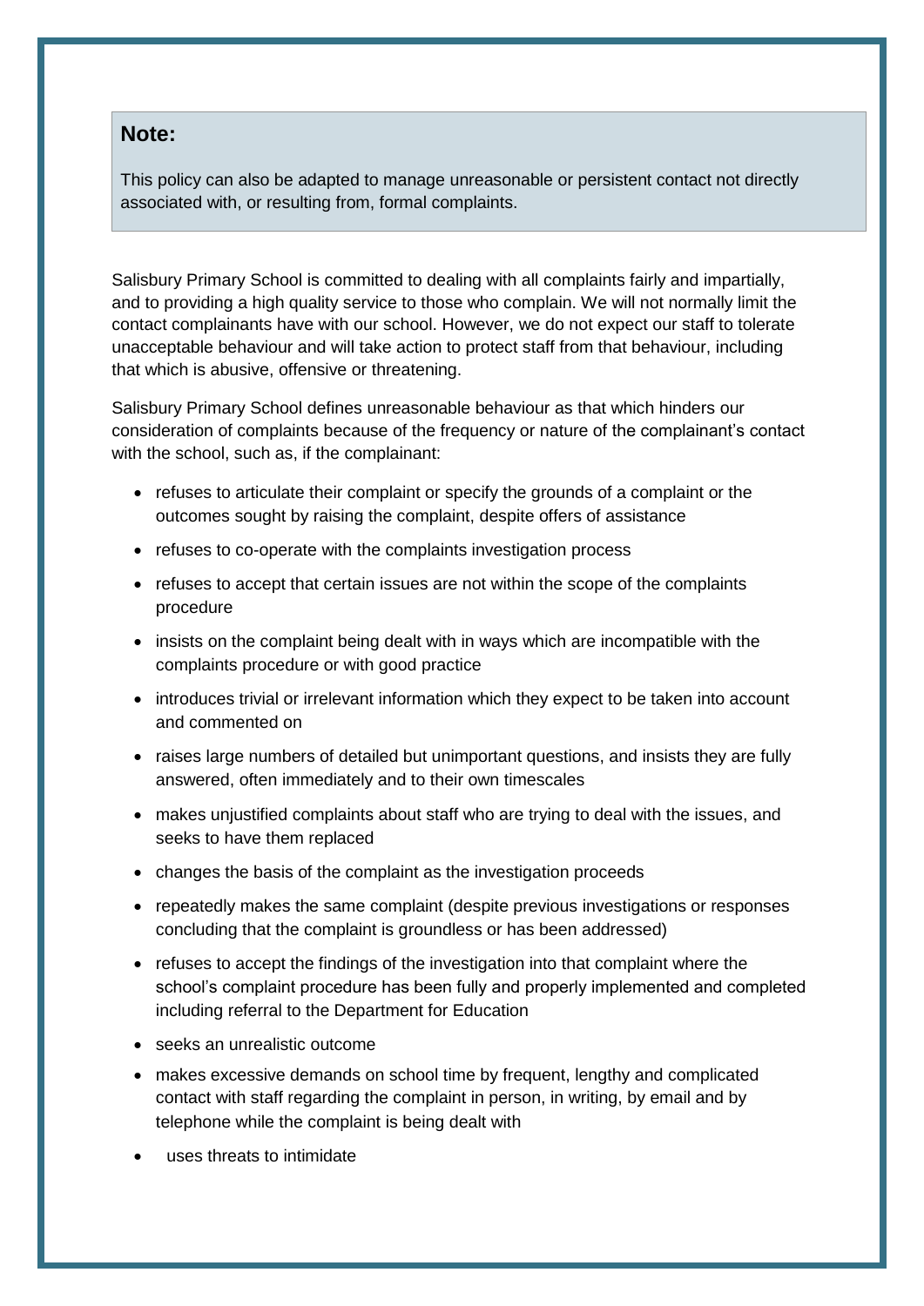> **Note:**
>
> This policy can also be adapted to manage unreasonable or persistent contact not directly associated with, or resulting from, formal complaints.

Salisbury Primary School is committed to dealing with all complaints fairly and impartially, and to providing a high quality service to those who complain. We will not normally limit the contact complainants have with our school. However, we do not expect our staff to tolerate unacceptable behaviour and will take action to protect staff from that behaviour, including that which is abusive, offensive or threatening.

Salisbury Primary School defines unreasonable behaviour as that which hinders our consideration of complaints because of the frequency or nature of the complainant's contact with the school, such as, if the complainant:

- refuses to articulate their complaint or specify the grounds of a complaint or the outcomes sought by raising the complaint, despite offers of assistance
- refuses to co-operate with the complaints investigation process
- refuses to accept that certain issues are not within the scope of the complaints procedure
- insists on the complaint being dealt with in ways which are incompatible with the complaints procedure or with good practice
- introduces trivial or irrelevant information which they expect to be taken into account and commented on
- raises large numbers of detailed but unimportant questions, and insists they are fully answered, often immediately and to their own timescales
- makes unjustified complaints about staff who are trying to deal with the issues, and seeks to have them replaced
- changes the basis of the complaint as the investigation proceeds
- repeatedly makes the same complaint (despite previous investigations or responses concluding that the complaint is groundless or has been addressed)
- refuses to accept the findings of the investigation into that complaint where the school's complaint procedure has been fully and properly implemented and completed including referral to the Department for Education
- seeks an unrealistic outcome
- makes excessive demands on school time by frequent, lengthy and complicated contact with staff regarding the complaint in person, in writing, by email and by telephone while the complaint is being dealt with
- uses threats to intimidate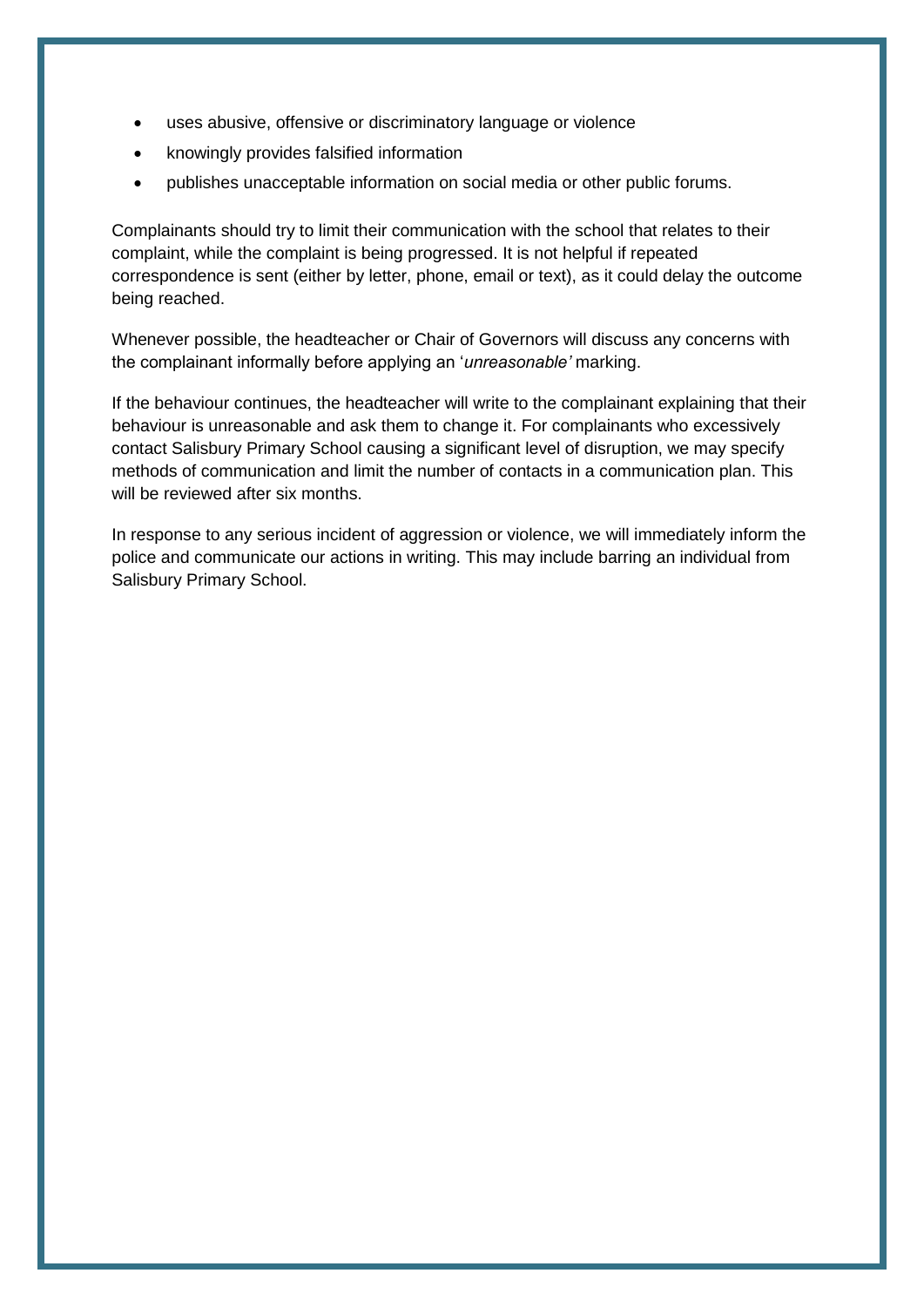- uses abusive, offensive or discriminatory language or violence
- knowingly provides falsified information
- publishes unacceptable information on social media or other public forums.

Complainants should try to limit their communication with the school that relates to their complaint, while the complaint is being progressed. It is not helpful if repeated correspondence is sent (either by letter, phone, email or text), as it could delay the outcome being reached.

Whenever possible, the headteacher or Chair of Governors will discuss any concerns with the complainant informally before applying an '*unreasonable'* marking.

If the behaviour continues, the headteacher will write to the complainant explaining that their behaviour is unreasonable and ask them to change it. For complainants who excessively contact Salisbury Primary School causing a significant level of disruption, we may specify methods of communication and limit the number of contacts in a communication plan. This will be reviewed after six months.

In response to any serious incident of aggression or violence, we will immediately inform the police and communicate our actions in writing. This may include barring an individual from Salisbury Primary School.